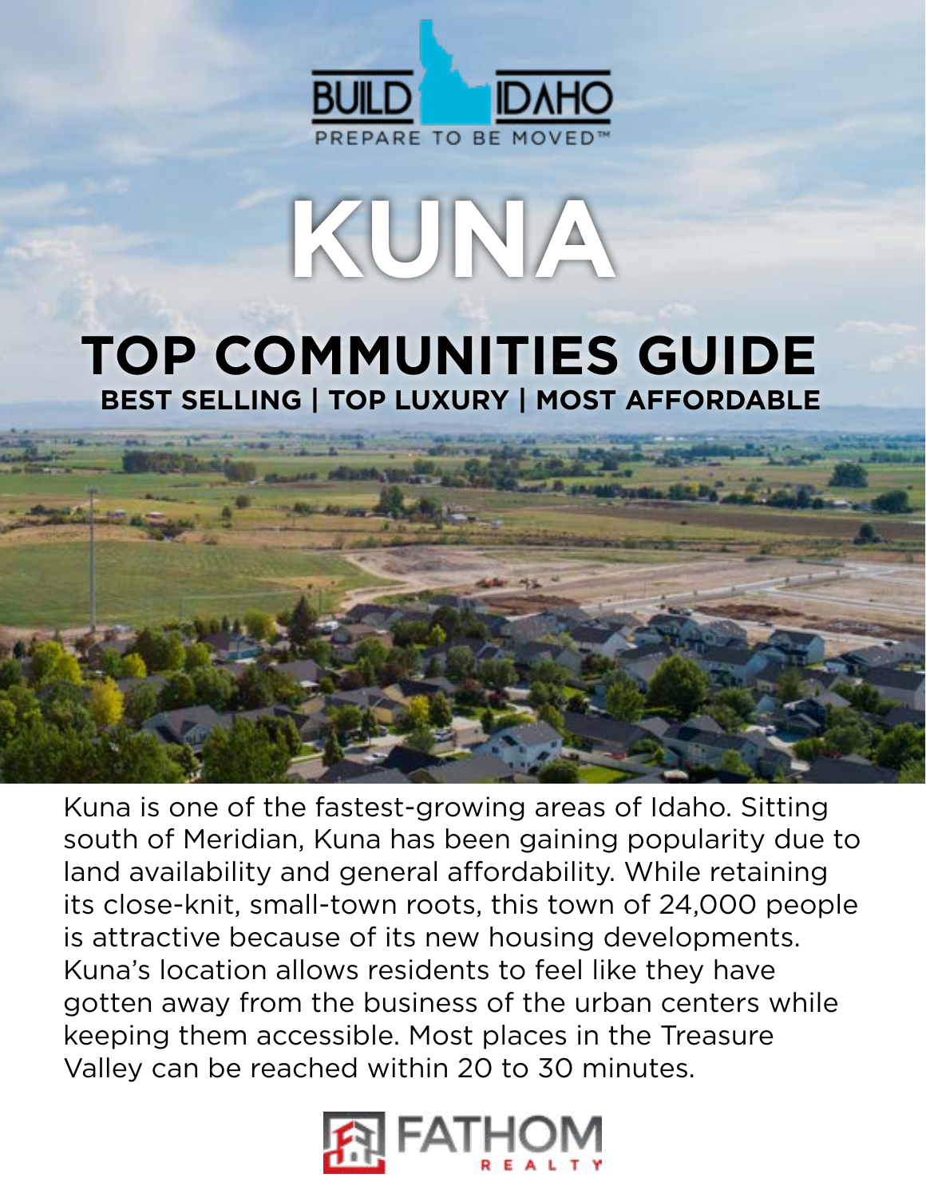BUILD IDAHO
PREPARE TO BE MOVED™

# KUNA

## TOP COMMUNITIES GUIDE

### BEST SELLING | TOP LUXURY | MOST AFFORDABLE

Kuna is one of the fastest-growing areas of Idaho. Sitting south of Meridian, Kuna has been gaining popularity due to land availability and general affordability. While retaining its close-knit, small-town roots, this town of 24,000 people is attractive because of its new housing developments. Kuna's location allows residents to feel like they have gotten away from the business of the urban centers while keeping them accessible. Most places in the Treasure Valley can be reached within 20 to 30 minutes.

FATHOM REALTY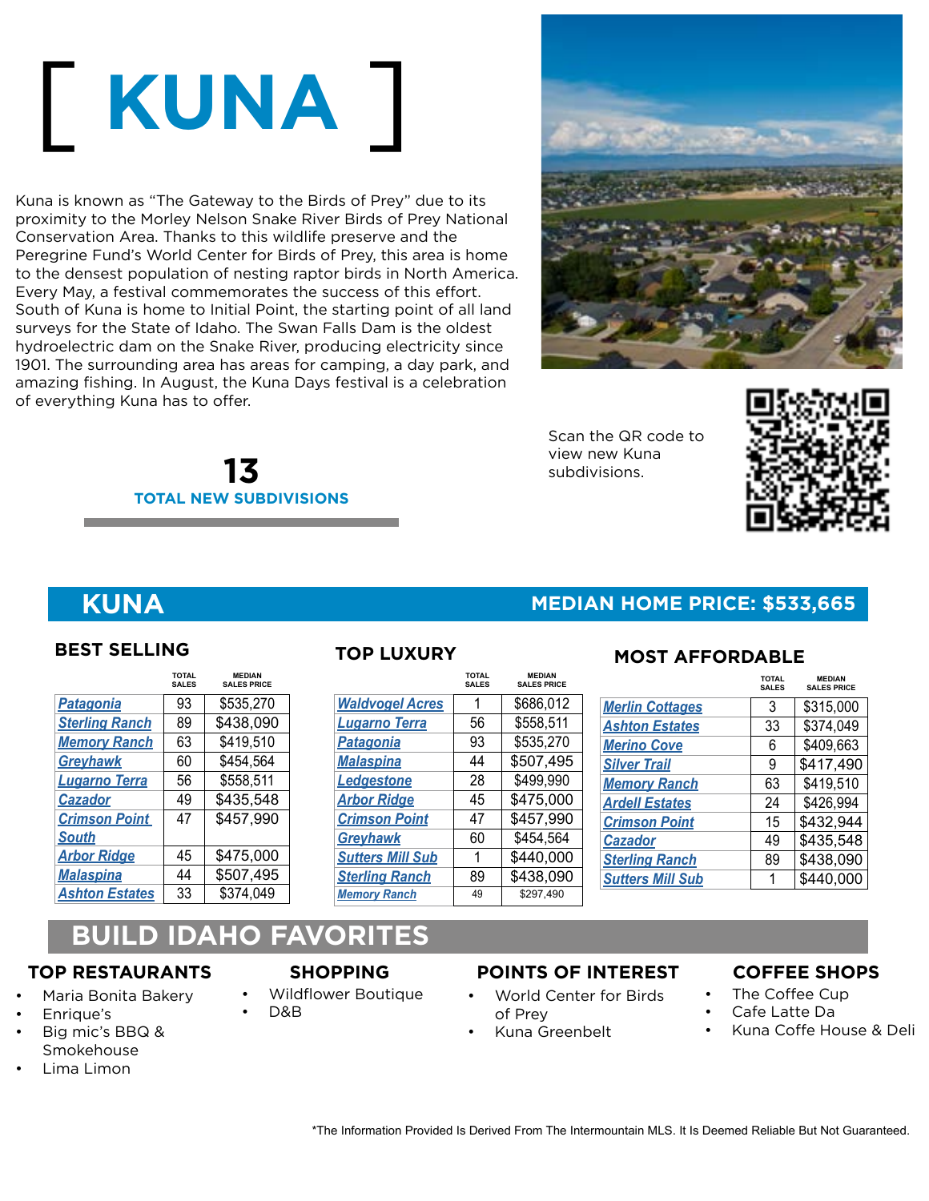# [ KUNA ]

Kuna is known as "The Gateway to the Birds of Prey" due to its proximity to the Morley Nelson Snake River Birds of Prey National Conservation Area. Thanks to this wildlife preserve and the Peregrine Fund's World Center for Birds of Prey, this area is home to the densest population of nesting raptor birds in North America. Every May, a festival commemorates the success of this effort. South of Kuna is home to Initial Point, the starting point of all land surveys for the State of Idaho. The Swan Falls Dam is the oldest hydroelectric dam on the Snake River, producing electricity since 1901. The surrounding area has areas for camping, a day park, and amazing fishing. In August, the Kuna Days festival is a celebration of everything Kuna has to offer.

**13**
**TOTAL NEW SUBDIVISIONS**

Scan the QR code to view new Kuna subdivisions.

## KUNA — MEDIAN HOME PRICE: $533,665

### BEST SELLING

| | TOTAL SALES | MEDIAN SALES PRICE |
|---|---|---|
| Patagonia | 93 | $535,270 |
| Sterling Ranch | 89 | $438,090 |
| Memory Ranch | 63 | $419,510 |
| Greyhawk | 60 | $454,564 |
| Lugarno Terra | 56 | $558,511 |
| Cazador | 49 | $435,548 |
| Crimson Point South | 47 | $457,990 |
| Arbor Ridge | 45 | $475,000 |
| Malaspina | 44 | $507,495 |
| Ashton Estates | 33 | $374,049 |

### TOP LUXURY

| | TOTAL SALES | MEDIAN SALES PRICE |
|---|---|---|
| Waldvogel Acres | 1 | $686,012 |
| Lugarno Terra | 56 | $558,511 |
| Patagonia | 93 | $535,270 |
| Malaspina | 44 | $507,495 |
| Ledgestone | 28 | $499,990 |
| Arbor Ridge | 45 | $475,000 |
| Crimson Point | 47 | $457,990 |
| Greyhawk | 60 | $454,564 |
| Sutters Mill Sub | 1 | $440,000 |
| Sterling Ranch | 89 | $438,090 |
| Memory Ranch | 49 | $297,490 |

### MOST AFFORDABLE

| | TOTAL SALES | MEDIAN SALES PRICE |
|---|---|---|
| Merlin Cottages | 3 | $315,000 |
| Ashton Estates | 33 | $374,049 |
| Merino Cove | 6 | $409,663 |
| Silver Trail | 9 | $417,490 |
| Memory Ranch | 63 | $419,510 |
| Ardell Estates | 24 | $426,994 |
| Crimson Point | 15 | $432,944 |
| Cazador | 49 | $435,548 |
| Sterling Ranch | 89 | $438,090 |
| Sutters Mill Sub | 1 | $440,000 |

## BUILD IDAHO FAVORITES

### TOP RESTAURANTS

- Maria Bonita Bakery
- Enrique's
- Big mic's BBQ & Smokehouse
- Lima Limon

### SHOPPING

- Wildflower Boutique
- D&B

### POINTS OF INTEREST

- World Center for Birds of Prey
- Kuna Greenbelt

### COFFEE SHOPS

- The Coffee Cup
- Cafe Latte Da
- Kuna Coffe House & Deli

*The Information Provided Is Derived From The Intermountain MLS. It Is Deemed Reliable But Not Guaranteed.